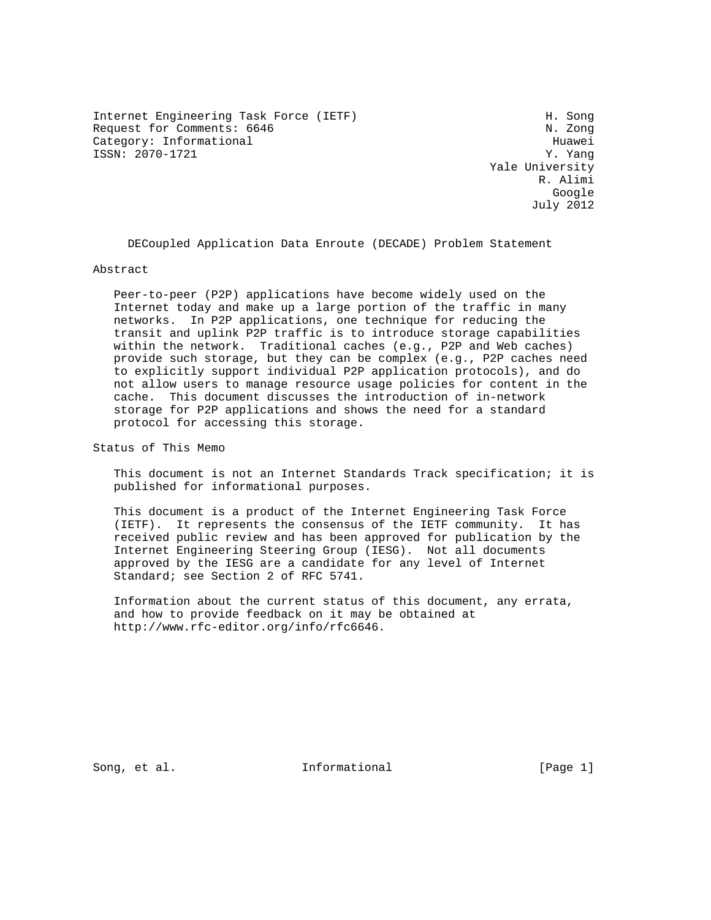Internet Engineering Task Force (IETF)
Request for Comments: 6646
Category: Informational
ISSN: 2070-1721

H. Song
N. Zong
Huawei
Y. Yang
Yale University
R. Alimi
Google
July 2012

# DECoupled Application Data Enroute (DECADE) Problem Statement

## Abstract

Peer-to-peer (P2P) applications have become widely used on the Internet today and make up a large portion of the traffic in many networks. In P2P applications, one technique for reducing the transit and uplink P2P traffic is to introduce storage capabilities within the network. Traditional caches (e.g., P2P and Web caches) provide such storage, but they can be complex (e.g., P2P caches need to explicitly support individual P2P application protocols), and do not allow users to manage resource usage policies for content in the cache. This document discusses the introduction of in-network storage for P2P applications and shows the need for a standard protocol for accessing this storage.

## Status of This Memo

This document is not an Internet Standards Track specification; it is published for informational purposes.

This document is a product of the Internet Engineering Task Force (IETF). It represents the consensus of the IETF community. It has received public review and has been approved for publication by the Internet Engineering Steering Group (IESG). Not all documents approved by the IESG are a candidate for any level of Internet Standard; see Section 2 of RFC 5741.

Information about the current status of this document, any errata, and how to provide feedback on it may be obtained at http://www.rfc-editor.org/info/rfc6646.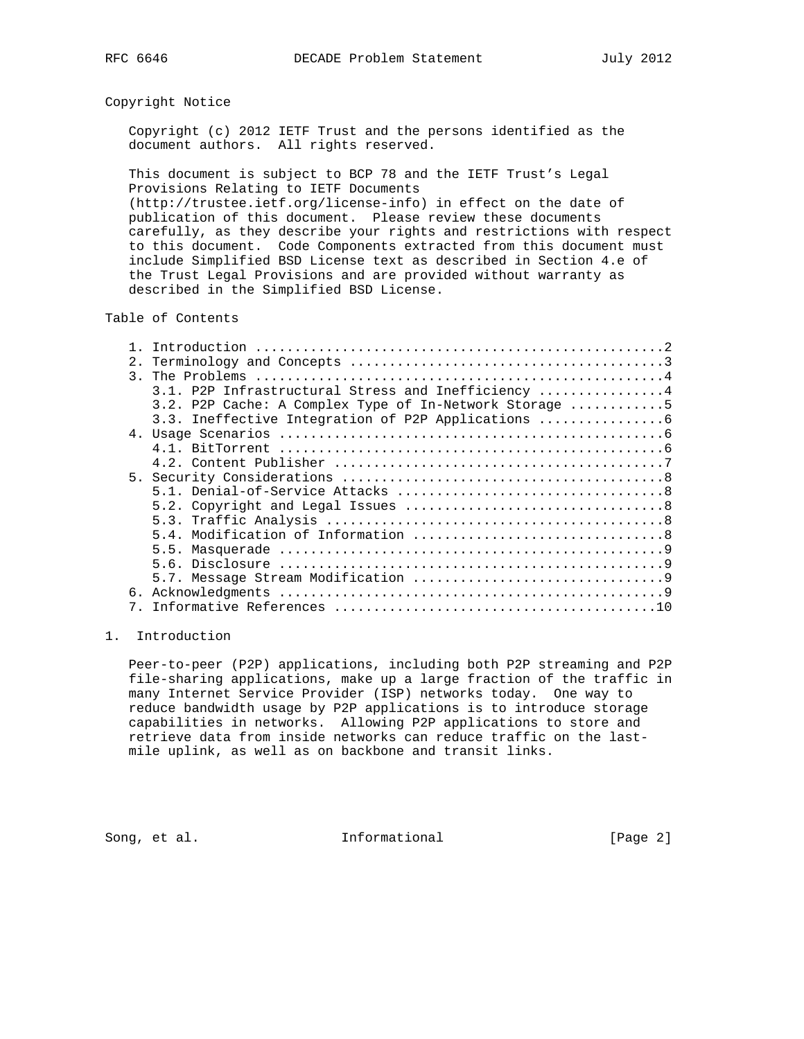## Copyright Notice

Copyright (c) 2012 IETF Trust and the persons identified as the document authors. All rights reserved.

This document is subject to BCP 78 and the IETF Trust's Legal Provisions Relating to IETF Documents (http://trustee.ietf.org/license-info) in effect on the date of publication of this document. Please review these documents carefully, as they describe your rights and restrictions with respect to this document. Code Components extracted from this document must include Simplified BSD License text as described in Section 4.e of the Trust Legal Provisions and are provided without warranty as described in the Simplified BSD License.

## Table of Contents

```
   1. Introduction ....................................................2
   2. Terminology and Concepts ........................................3
   3. The Problems ....................................................4
      3.1. P2P Infrastructural Stress and Inefficiency ................4
      3.2. P2P Cache: A Complex Type of In-Network Storage ............5
      3.3. Ineffective Integration of P2P Applications ................6
   4. Usage Scenarios .................................................6
      4.1. BitTorrent .................................................6
      4.2. Content Publisher ..........................................7
   5. Security Considerations .........................................8
      5.1. Denial-of-Service Attacks ..................................8
      5.2. Copyright and Legal Issues .................................8
      5.3. Traffic Analysis ...........................................8
      5.4. Modification of Information ................................8
      5.5. Masquerade .................................................9
      5.6. Disclosure .................................................9
      5.7. Message Stream Modification ................................9
   6. Acknowledgments .................................................9
   7. Informative References .........................................10
```

## 1. Introduction

Peer-to-peer (P2P) applications, including both P2P streaming and P2P file-sharing applications, make up a large fraction of the traffic in many Internet Service Provider (ISP) networks today. One way to reduce bandwidth usage by P2P applications is to introduce storage capabilities in networks. Allowing P2P applications to store and retrieve data from inside networks can reduce traffic on the last-mile uplink, as well as on backbone and transit links.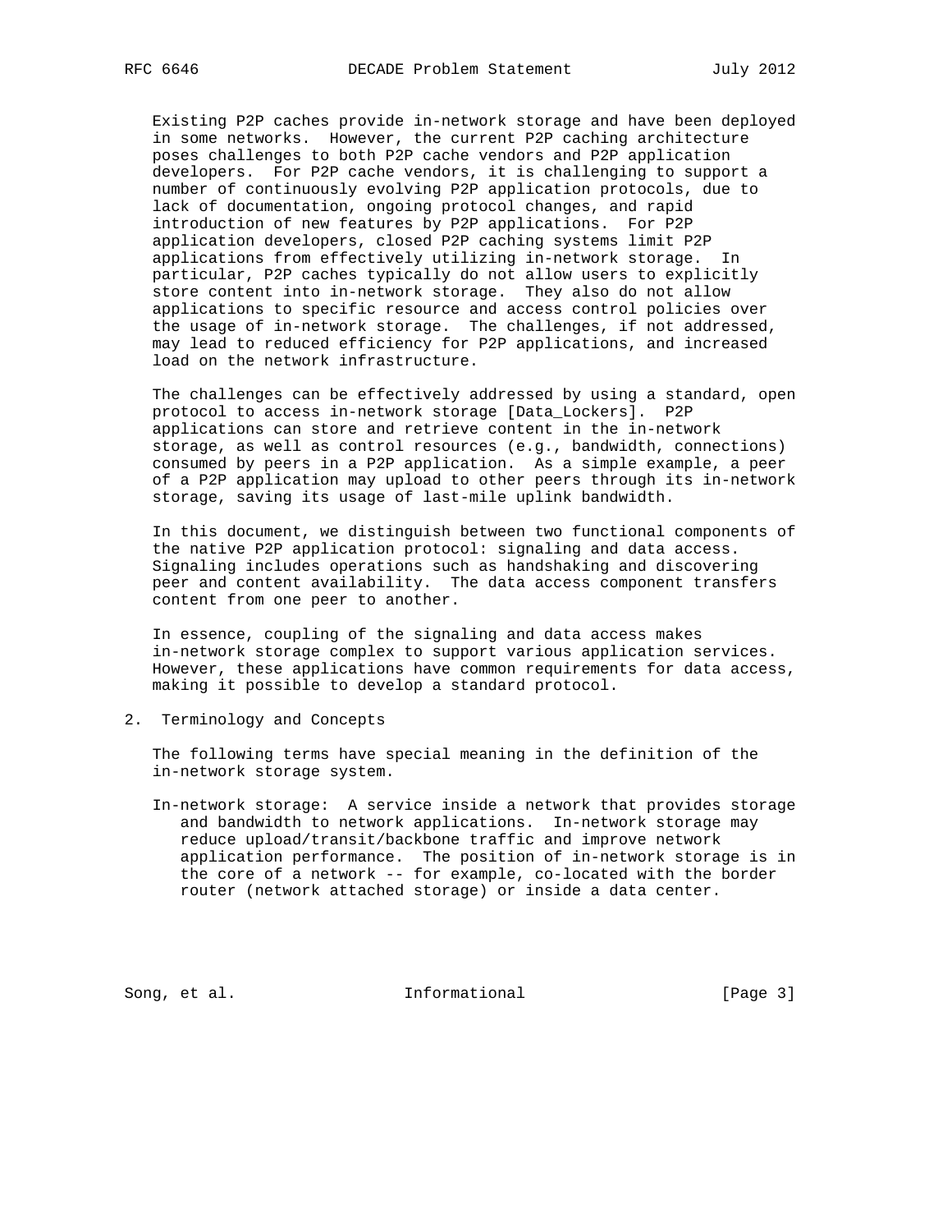Existing P2P caches provide in-network storage and have been deployed in some networks. However, the current P2P caching architecture poses challenges to both P2P cache vendors and P2P application developers. For P2P cache vendors, it is challenging to support a number of continuously evolving P2P application protocols, due to lack of documentation, ongoing protocol changes, and rapid introduction of new features by P2P applications. For P2P application developers, closed P2P caching systems limit P2P applications from effectively utilizing in-network storage. In particular, P2P caches typically do not allow users to explicitly store content into in-network storage. They also do not allow applications to specific resource and access control policies over the usage of in-network storage. The challenges, if not addressed, may lead to reduced efficiency for P2P applications, and increased load on the network infrastructure.

The challenges can be effectively addressed by using a standard, open protocol to access in-network storage [Data_Lockers]. P2P applications can store and retrieve content in the in-network storage, as well as control resources (e.g., bandwidth, connections) consumed by peers in a P2P application. As a simple example, a peer of a P2P application may upload to other peers through its in-network storage, saving its usage of last-mile uplink bandwidth.

In this document, we distinguish between two functional components of the native P2P application protocol: signaling and data access. Signaling includes operations such as handshaking and discovering peer and content availability. The data access component transfers content from one peer to another.

In essence, coupling of the signaling and data access makes in-network storage complex to support various application services. However, these applications have common requirements for data access, making it possible to develop a standard protocol.

## 2. Terminology and Concepts

The following terms have special meaning in the definition of the in-network storage system.

In-network storage: A service inside a network that provides storage and bandwidth to network applications. In-network storage may reduce upload/transit/backbone traffic and improve network application performance. The position of in-network storage is in the core of a network -- for example, co-located with the border router (network attached storage) or inside a data center.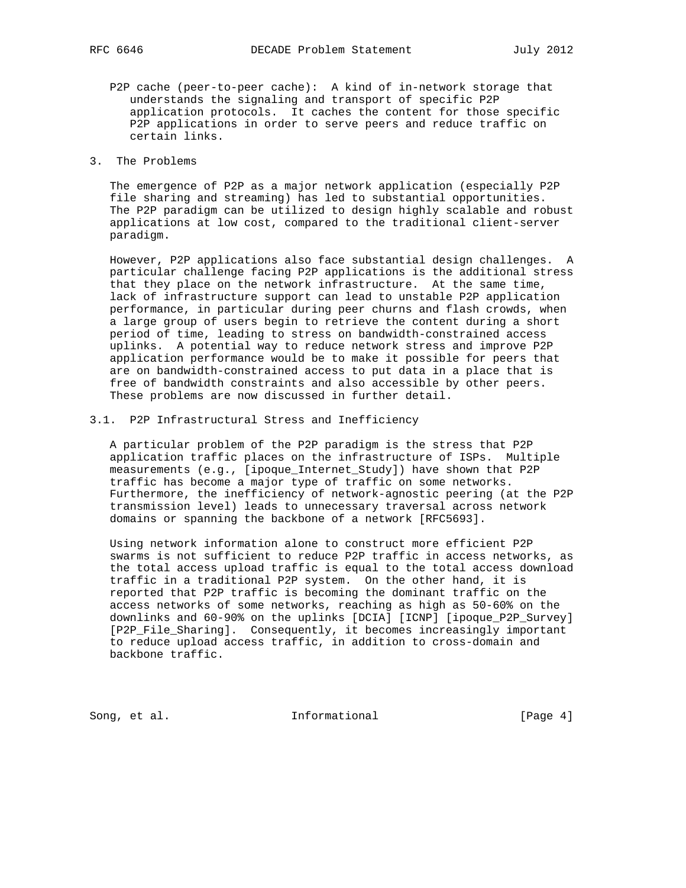P2P cache (peer-to-peer cache): A kind of in-network storage that understands the signaling and transport of specific P2P application protocols. It caches the content for those specific P2P applications in order to serve peers and reduce traffic on certain links.

## 3. The Problems

The emergence of P2P as a major network application (especially P2P file sharing and streaming) has led to substantial opportunities. The P2P paradigm can be utilized to design highly scalable and robust applications at low cost, compared to the traditional client-server paradigm.

However, P2P applications also face substantial design challenges. A particular challenge facing P2P applications is the additional stress that they place on the network infrastructure. At the same time, lack of infrastructure support can lead to unstable P2P application performance, in particular during peer churns and flash crowds, when a large group of users begin to retrieve the content during a short period of time, leading to stress on bandwidth-constrained access uplinks. A potential way to reduce network stress and improve P2P application performance would be to make it possible for peers that are on bandwidth-constrained access to put data in a place that is free of bandwidth constraints and also accessible by other peers. These problems are now discussed in further detail.

### 3.1. P2P Infrastructural Stress and Inefficiency

A particular problem of the P2P paradigm is the stress that P2P application traffic places on the infrastructure of ISPs. Multiple measurements (e.g., [ipoque_Internet_Study]) have shown that P2P traffic has become a major type of traffic on some networks. Furthermore, the inefficiency of network-agnostic peering (at the P2P transmission level) leads to unnecessary traversal across network domains or spanning the backbone of a network [RFC5693].

Using network information alone to construct more efficient P2P swarms is not sufficient to reduce P2P traffic in access networks, as the total access upload traffic is equal to the total access download traffic in a traditional P2P system. On the other hand, it is reported that P2P traffic is becoming the dominant traffic on the access networks of some networks, reaching as high as 50-60% on the downlinks and 60-90% on the uplinks [DCIA] [ICNP] [ipoque_P2P_Survey] [P2P_File_Sharing]. Consequently, it becomes increasingly important to reduce upload access traffic, in addition to cross-domain and backbone traffic.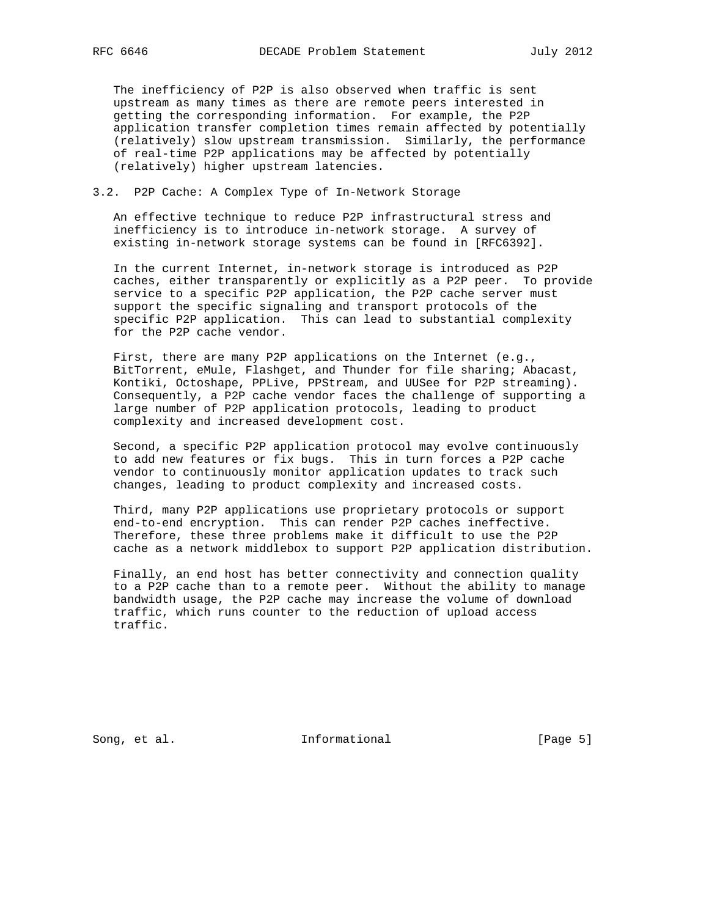The inefficiency of P2P is also observed when traffic is sent upstream as many times as there are remote peers interested in getting the corresponding information. For example, the P2P application transfer completion times remain affected by potentially (relatively) slow upstream transmission. Similarly, the performance of real-time P2P applications may be affected by potentially (relatively) higher upstream latencies.

## 3.2. P2P Cache: A Complex Type of In-Network Storage

An effective technique to reduce P2P infrastructural stress and inefficiency is to introduce in-network storage. A survey of existing in-network storage systems can be found in [RFC6392].

In the current Internet, in-network storage is introduced as P2P caches, either transparently or explicitly as a P2P peer. To provide service to a specific P2P application, the P2P cache server must support the specific signaling and transport protocols of the specific P2P application. This can lead to substantial complexity for the P2P cache vendor.

First, there are many P2P applications on the Internet (e.g., BitTorrent, eMule, Flashget, and Thunder for file sharing; Abacast, Kontiki, Octoshape, PPLive, PPStream, and UUSee for P2P streaming). Consequently, a P2P cache vendor faces the challenge of supporting a large number of P2P application protocols, leading to product complexity and increased development cost.

Second, a specific P2P application protocol may evolve continuously to add new features or fix bugs. This in turn forces a P2P cache vendor to continuously monitor application updates to track such changes, leading to product complexity and increased costs.

Third, many P2P applications use proprietary protocols or support end-to-end encryption. This can render P2P caches ineffective. Therefore, these three problems make it difficult to use the P2P cache as a network middlebox to support P2P application distribution.

Finally, an end host has better connectivity and connection quality to a P2P cache than to a remote peer. Without the ability to manage bandwidth usage, the P2P cache may increase the volume of download traffic, which runs counter to the reduction of upload access traffic.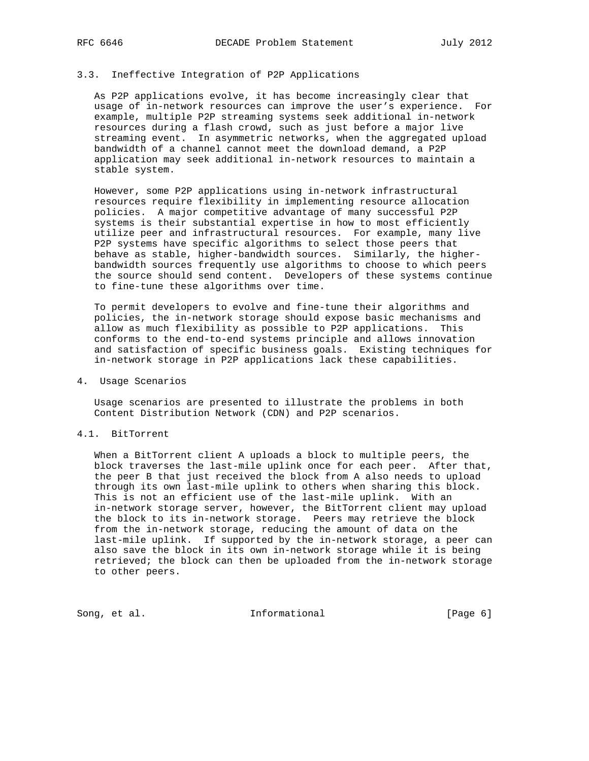### 3.3. Ineffective Integration of P2P Applications

As P2P applications evolve, it has become increasingly clear that usage of in-network resources can improve the user's experience. For example, multiple P2P streaming systems seek additional in-network resources during a flash crowd, such as just before a major live streaming event. In asymmetric networks, when the aggregated upload bandwidth of a channel cannot meet the download demand, a P2P application may seek additional in-network resources to maintain a stable system.

However, some P2P applications using in-network infrastructural resources require flexibility in implementing resource allocation policies. A major competitive advantage of many successful P2P systems is their substantial expertise in how to most efficiently utilize peer and infrastructural resources. For example, many live P2P systems have specific algorithms to select those peers that behave as stable, higher-bandwidth sources. Similarly, the higher-bandwidth sources frequently use algorithms to choose to which peers the source should send content. Developers of these systems continue to fine-tune these algorithms over time.

To permit developers to evolve and fine-tune their algorithms and policies, the in-network storage should expose basic mechanisms and allow as much flexibility as possible to P2P applications. This conforms to the end-to-end systems principle and allows innovation and satisfaction of specific business goals. Existing techniques for in-network storage in P2P applications lack these capabilities.

## 4. Usage Scenarios

Usage scenarios are presented to illustrate the problems in both Content Distribution Network (CDN) and P2P scenarios.

### 4.1. BitTorrent

When a BitTorrent client A uploads a block to multiple peers, the block traverses the last-mile uplink once for each peer. After that, the peer B that just received the block from A also needs to upload through its own last-mile uplink to others when sharing this block. This is not an efficient use of the last-mile uplink. With an in-network storage server, however, the BitTorrent client may upload the block to its in-network storage. Peers may retrieve the block from the in-network storage, reducing the amount of data on the last-mile uplink. If supported by the in-network storage, a peer can also save the block in its own in-network storage while it is being retrieved; the block can then be uploaded from the in-network storage to other peers.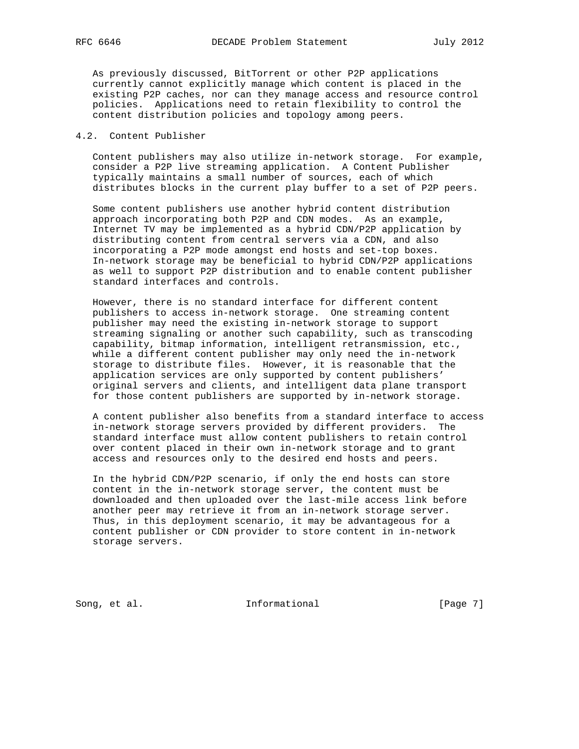As previously discussed, BitTorrent or other P2P applications currently cannot explicitly manage which content is placed in the existing P2P caches, nor can they manage access and resource control policies. Applications need to retain flexibility to control the content distribution policies and topology among peers.

## 4.2. Content Publisher

Content publishers may also utilize in-network storage. For example, consider a P2P live streaming application. A Content Publisher typically maintains a small number of sources, each of which distributes blocks in the current play buffer to a set of P2P peers.

Some content publishers use another hybrid content distribution approach incorporating both P2P and CDN modes. As an example, Internet TV may be implemented as a hybrid CDN/P2P application by distributing content from central servers via a CDN, and also incorporating a P2P mode amongst end hosts and set-top boxes. In-network storage may be beneficial to hybrid CDN/P2P applications as well to support P2P distribution and to enable content publisher standard interfaces and controls.

However, there is no standard interface for different content publishers to access in-network storage. One streaming content publisher may need the existing in-network storage to support streaming signaling or another such capability, such as transcoding capability, bitmap information, intelligent retransmission, etc., while a different content publisher may only need the in-network storage to distribute files. However, it is reasonable that the application services are only supported by content publishers' original servers and clients, and intelligent data plane transport for those content publishers are supported by in-network storage.

A content publisher also benefits from a standard interface to access in-network storage servers provided by different providers. The standard interface must allow content publishers to retain control over content placed in their own in-network storage and to grant access and resources only to the desired end hosts and peers.

In the hybrid CDN/P2P scenario, if only the end hosts can store content in the in-network storage server, the content must be downloaded and then uploaded over the last-mile access link before another peer may retrieve it from an in-network storage server. Thus, in this deployment scenario, it may be advantageous for a content publisher or CDN provider to store content in in-network storage servers.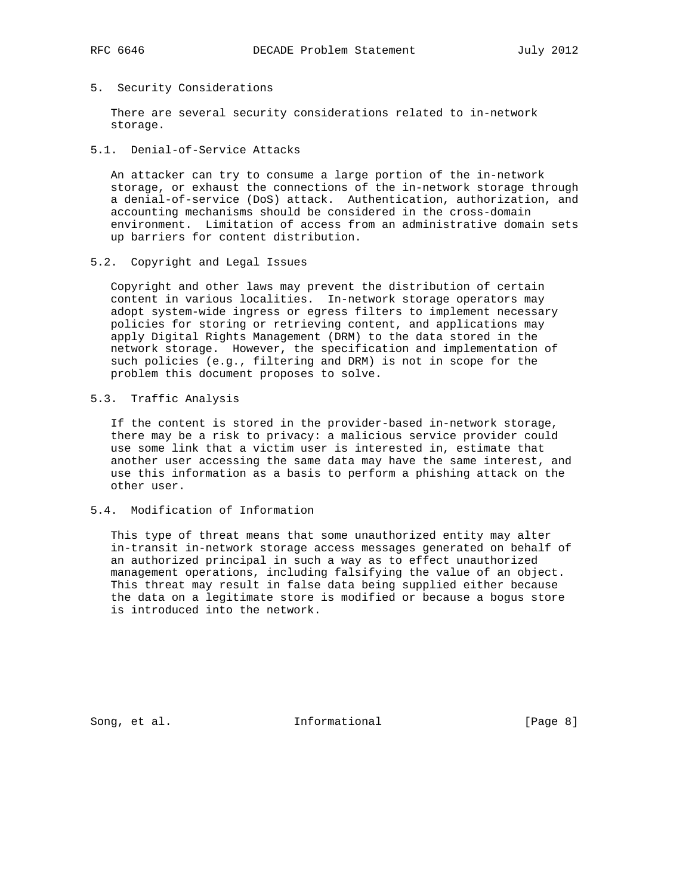## 5. Security Considerations

There are several security considerations related to in-network storage.

### 5.1. Denial-of-Service Attacks

An attacker can try to consume a large portion of the in-network storage, or exhaust the connections of the in-network storage through a denial-of-service (DoS) attack. Authentication, authorization, and accounting mechanisms should be considered in the cross-domain environment. Limitation of access from an administrative domain sets up barriers for content distribution.

### 5.2. Copyright and Legal Issues

Copyright and other laws may prevent the distribution of certain content in various localities. In-network storage operators may adopt system-wide ingress or egress filters to implement necessary policies for storing or retrieving content, and applications may apply Digital Rights Management (DRM) to the data stored in the network storage. However, the specification and implementation of such policies (e.g., filtering and DRM) is not in scope for the problem this document proposes to solve.

### 5.3. Traffic Analysis

If the content is stored in the provider-based in-network storage, there may be a risk to privacy: a malicious service provider could use some link that a victim user is interested in, estimate that another user accessing the same data may have the same interest, and use this information as a basis to perform a phishing attack on the other user.

### 5.4. Modification of Information

This type of threat means that some unauthorized entity may alter in-transit in-network storage access messages generated on behalf of an authorized principal in such a way as to effect unauthorized management operations, including falsifying the value of an object. This threat may result in false data being supplied either because the data on a legitimate store is modified or because a bogus store is introduced into the network.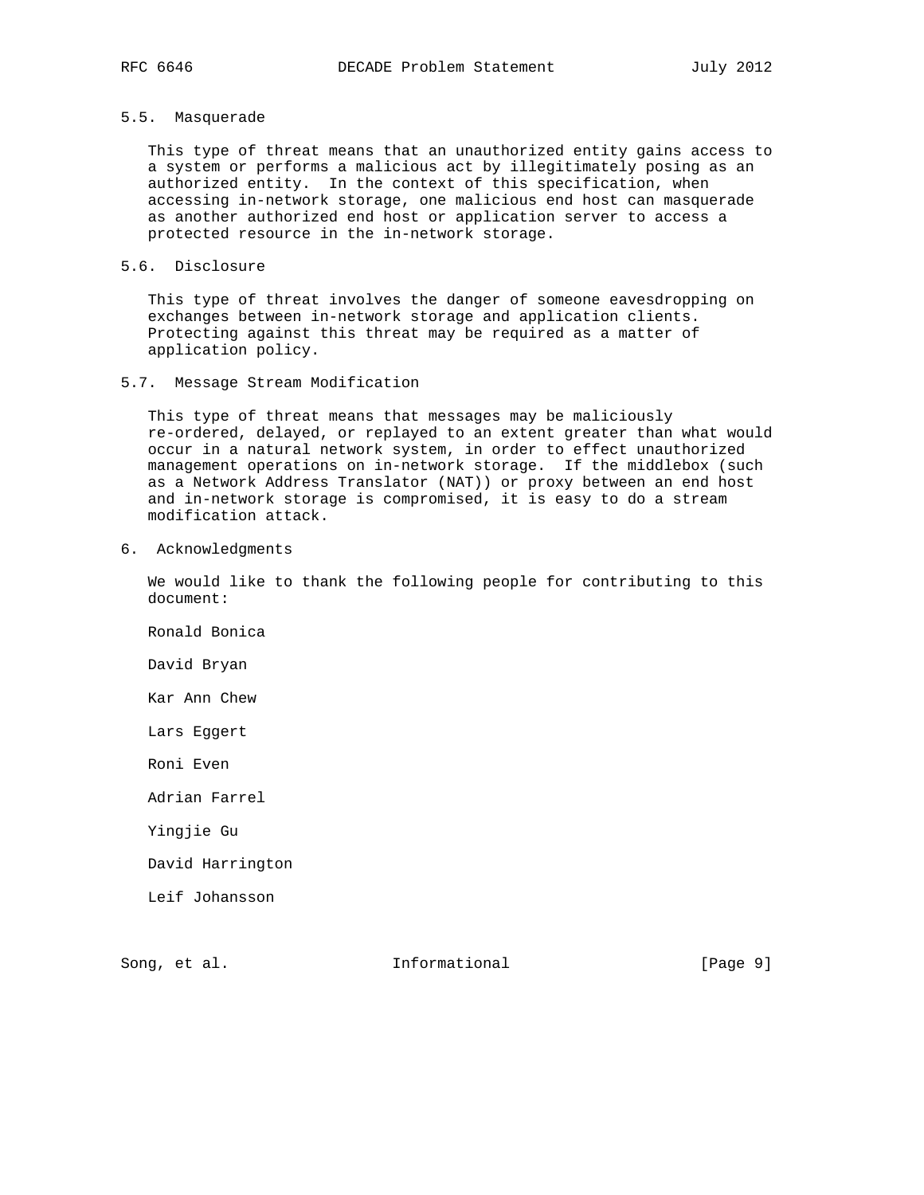### 5.5. Masquerade

This type of threat means that an unauthorized entity gains access to a system or performs a malicious act by illegitimately posing as an authorized entity. In the context of this specification, when accessing in-network storage, one malicious end host can masquerade as another authorized end host or application server to access a protected resource in the in-network storage.

### 5.6. Disclosure

This type of threat involves the danger of someone eavesdropping on exchanges between in-network storage and application clients. Protecting against this threat may be required as a matter of application policy.

### 5.7. Message Stream Modification

This type of threat means that messages may be maliciously re-ordered, delayed, or replayed to an extent greater than what would occur in a natural network system, in order to effect unauthorized management operations on in-network storage. If the middlebox (such as a Network Address Translator (NAT)) or proxy between an end host and in-network storage is compromised, it is easy to do a stream modification attack.

## 6. Acknowledgments

We would like to thank the following people for contributing to this document:

Ronald Bonica

David Bryan

Kar Ann Chew

Lars Eggert

Roni Even

Adrian Farrel

Yingjie Gu

David Harrington

Leif Johansson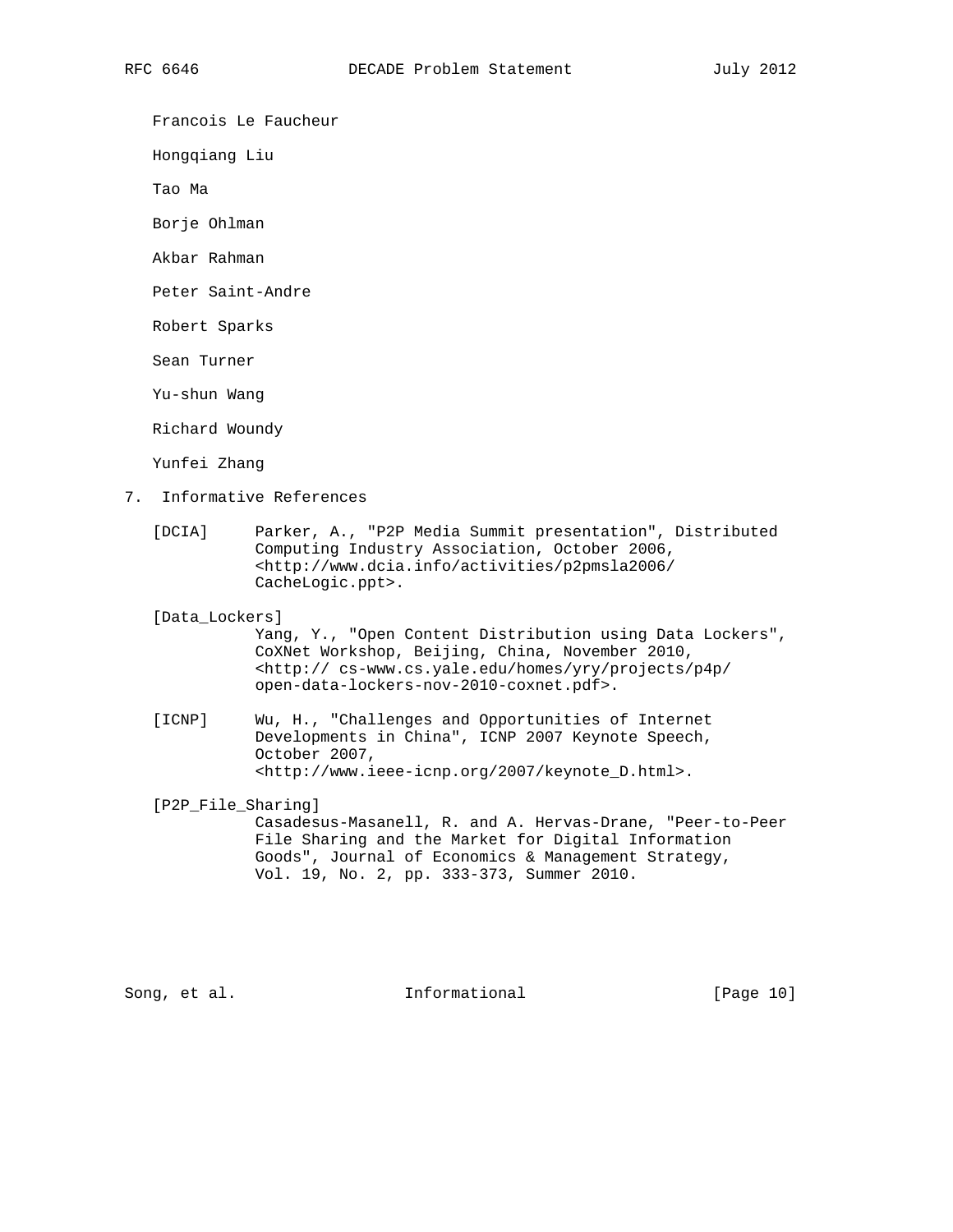Francois Le Faucheur

Hongqiang Liu

Tao Ma

Borje Ohlman

Akbar Rahman

Peter Saint-Andre

Robert Sparks

Sean Turner

Yu-shun Wang

Richard Woundy

Yunfei Zhang

## 7. Informative References

[DCIA] Parker, A., "P2P Media Summit presentation", Distributed Computing Industry Association, October 2006, <http://www.dcia.info/activities/p2pmsla2006/CacheLogic.ppt>.

[Data_Lockers] Yang, Y., "Open Content Distribution using Data Lockers", CoXNet Workshop, Beijing, China, November 2010, <http:// cs-www.cs.yale.edu/homes/yry/projects/p4p/open-data-lockers-nov-2010-coxnet.pdf>.

[ICNP] Wu, H., "Challenges and Opportunities of Internet Developments in China", ICNP 2007 Keynote Speech, October 2007, <http://www.ieee-icnp.org/2007/keynote_D.html>.

[P2P_File_Sharing] Casadesus-Masanell, R. and A. Hervas-Drane, "Peer-to-Peer File Sharing and the Market for Digital Information Goods", Journal of Economics & Management Strategy, Vol. 19, No. 2, pp. 333-373, Summer 2010.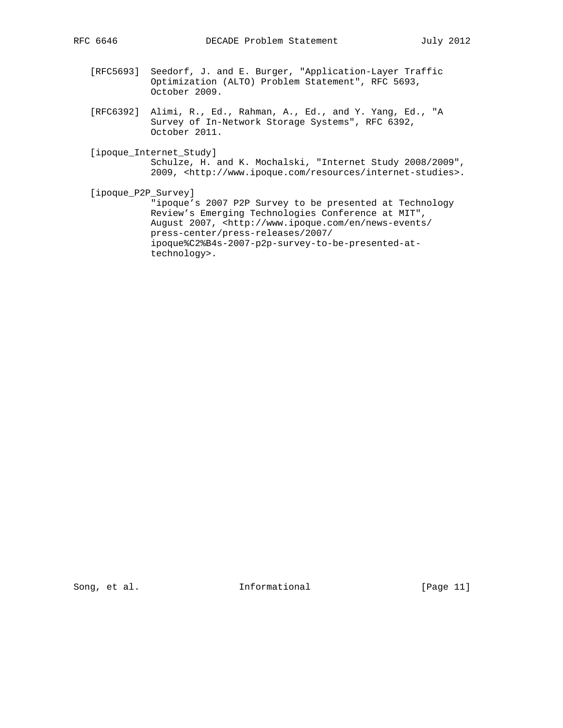[RFC5693] Seedorf, J. and E. Burger, "Application-Layer Traffic Optimization (ALTO) Problem Statement", RFC 5693, October 2009.

[RFC6392] Alimi, R., Ed., Rahman, A., Ed., and Y. Yang, Ed., "A Survey of In-Network Storage Systems", RFC 6392, October 2011.

[ipoque_Internet_Study]
Schulze, H. and K. Mochalski, "Internet Study 2008/2009", 2009, <http://www.ipoque.com/resources/internet-studies>.

[ipoque_P2P_Survey]
"ipoque's 2007 P2P Survey to be presented at Technology Review's Emerging Technologies Conference at MIT", August 2007, <http://www.ipoque.com/en/news-events/press-center/press-releases/2007/ipoque%C2%B4s-2007-p2p-survey-to-be-presented-at-technology>.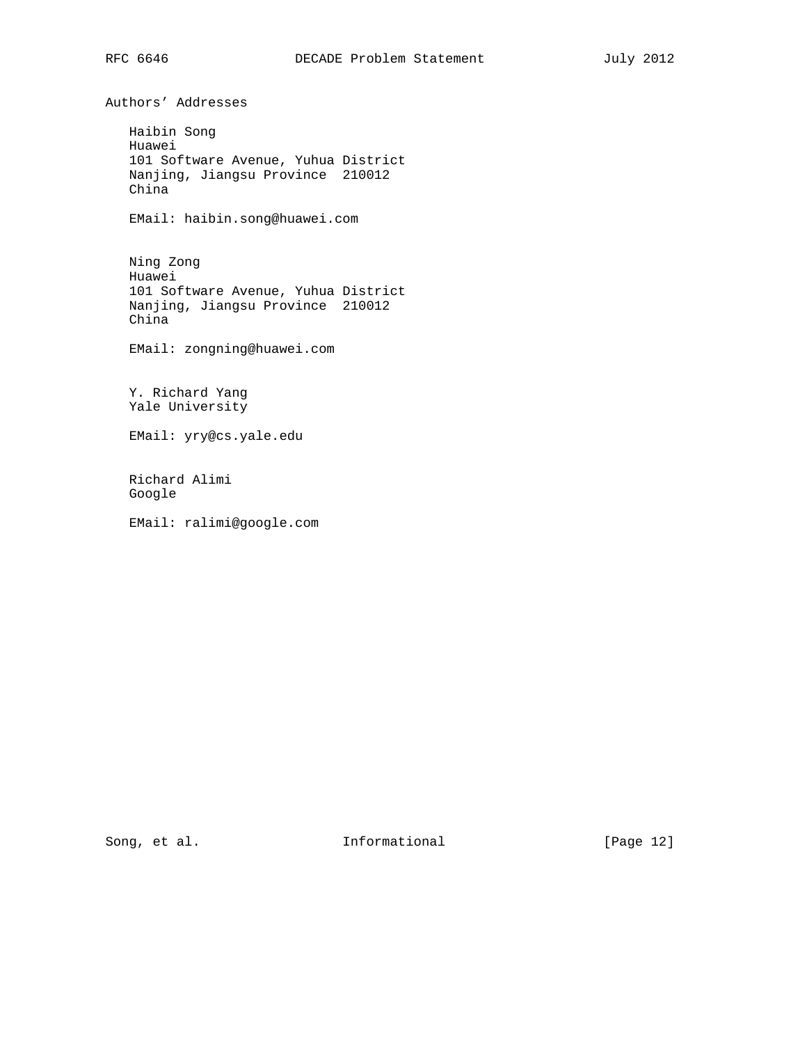## Authors' Addresses

Haibin Song
Huawei
101 Software Avenue, Yuhua District
Nanjing, Jiangsu Province  210012
China

EMail: haibin.song@huawei.com

Ning Zong
Huawei
101 Software Avenue, Yuhua District
Nanjing, Jiangsu Province  210012
China

EMail: zongning@huawei.com

Y. Richard Yang
Yale University

EMail: yry@cs.yale.edu

Richard Alimi
Google

EMail: ralimi@google.com